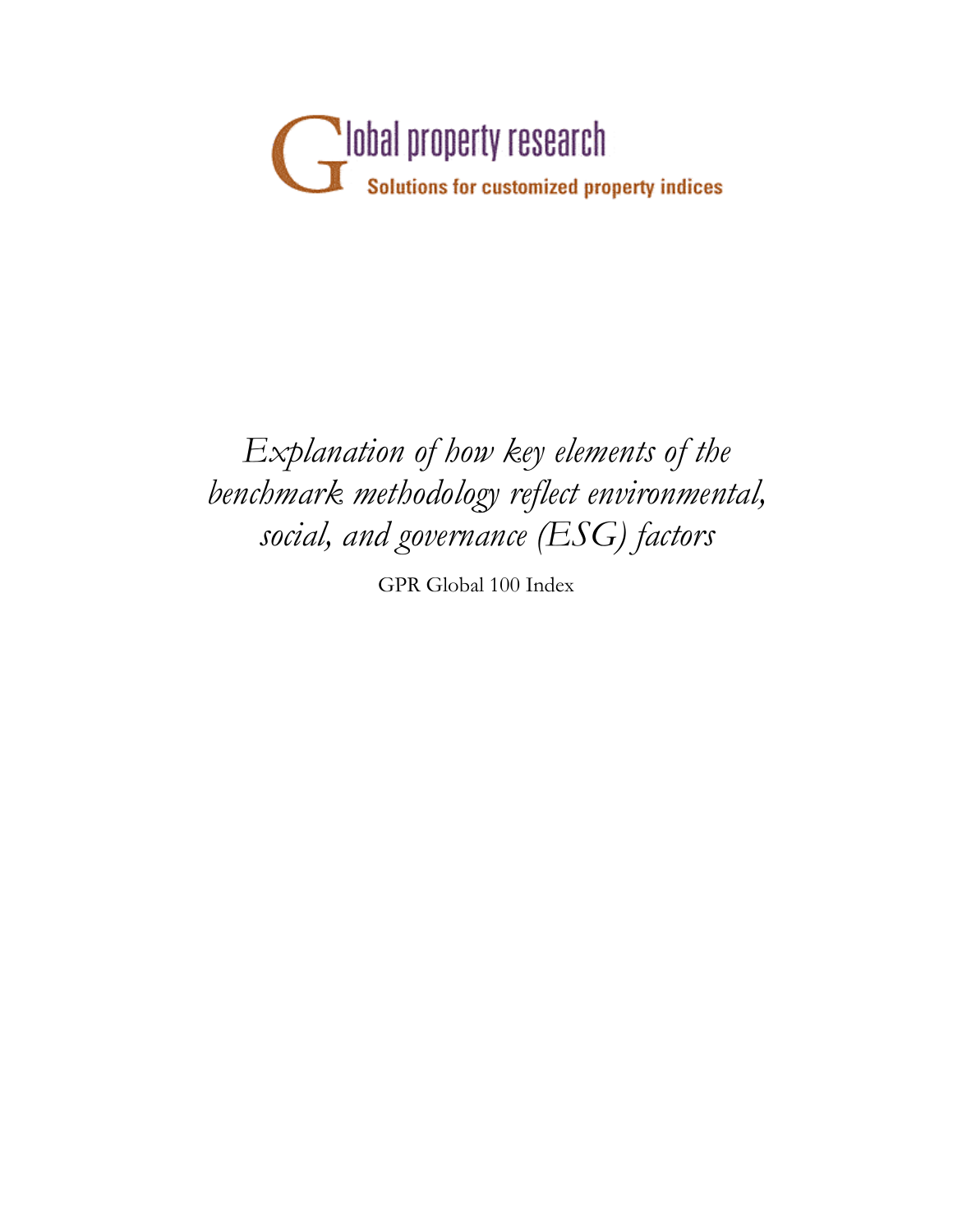Global property research

Solutions for customized property indices

# *Explanation of how key elements of the benchmark methodology reflect environmental, social, and governance (ESG) factors*

GPR Global 100 Index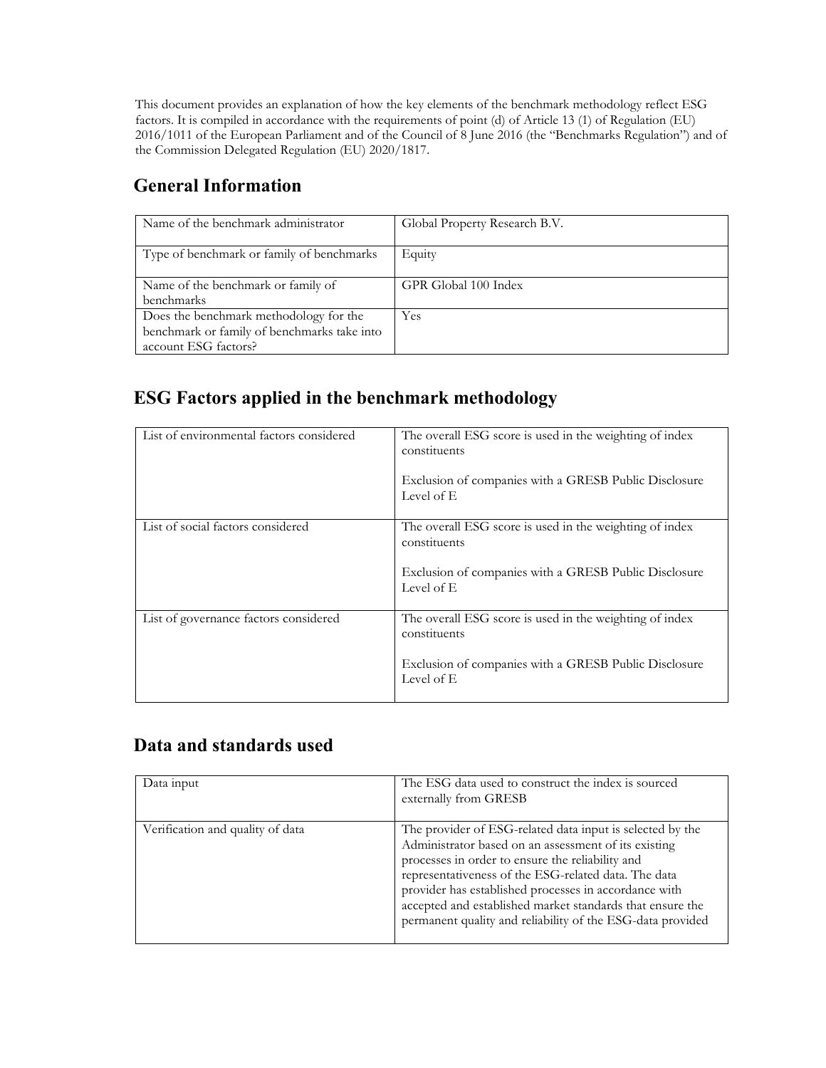This document provides an explanation of how the key elements of the benchmark methodology reflect ESG factors. It is compiled in accordance with the requirements of point (d) of Article 13 (1) of Regulation (EU) 2016/1011 of the European Parliament and of the Council of 8 June 2016 (the "Benchmarks Regulation") and of the Commission Delegated Regulation (EU) 2020/1817.

## General Information

| | |
|---|---|
| Name of the benchmark administrator | Global Property Research B.V. |
| Type of benchmark or family of benchmarks | Equity |
| Name of the benchmark or family of benchmarks | GPR Global 100 Index |
| Does the benchmark methodology for the benchmark or family of benchmarks take into account ESG factors? | Yes |

## ESG Factors applied in the benchmark methodology

| | |
|---|---|
| List of environmental factors considered | The overall ESG score is used in the weighting of index constituents<br><br>Exclusion of companies with a GRESB Public Disclosure Level of E |
| List of social factors considered | The overall ESG score is used in the weighting of index constituents<br><br>Exclusion of companies with a GRESB Public Disclosure Level of E |
| List of governance factors considered | The overall ESG score is used in the weighting of index constituents<br><br>Exclusion of companies with a GRESB Public Disclosure Level of E |

## Data and standards used

| | |
|---|---|
| Data input | The ESG data used to construct the index is sourced externally from GRESB |
| Verification and quality of data | The provider of ESG-related data input is selected by the Administrator based on an assessment of its existing processes in order to ensure the reliability and representativeness of the ESG-related data. The data provider has established processes in accordance with accepted and established market standards that ensure the permanent quality and reliability of the ESG-data provided |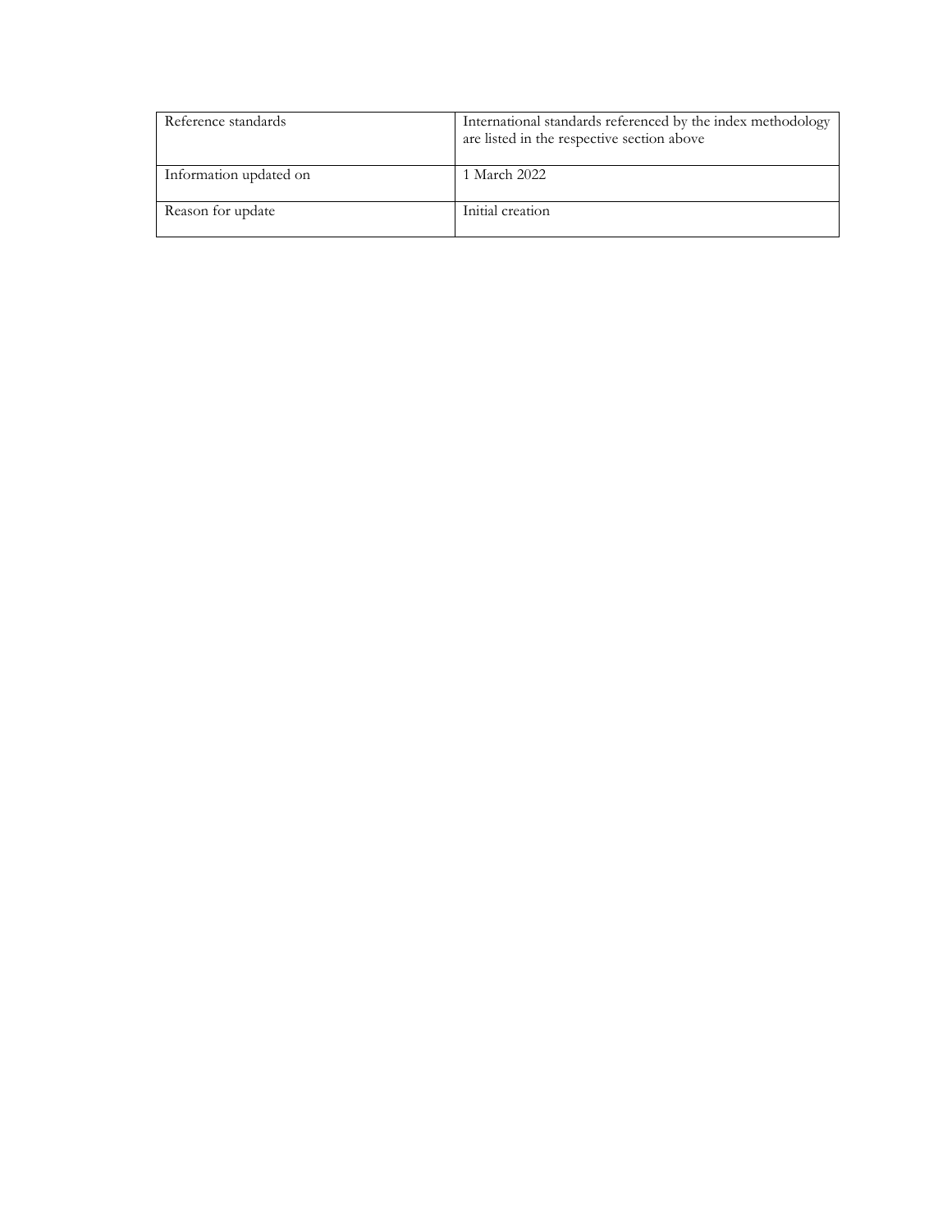| | |
|---|---|
| Reference standards | International standards referenced by the index methodology are listed in the respective section above |
| Information updated on | 1 March 2022 |
| Reason for update | Initial creation |